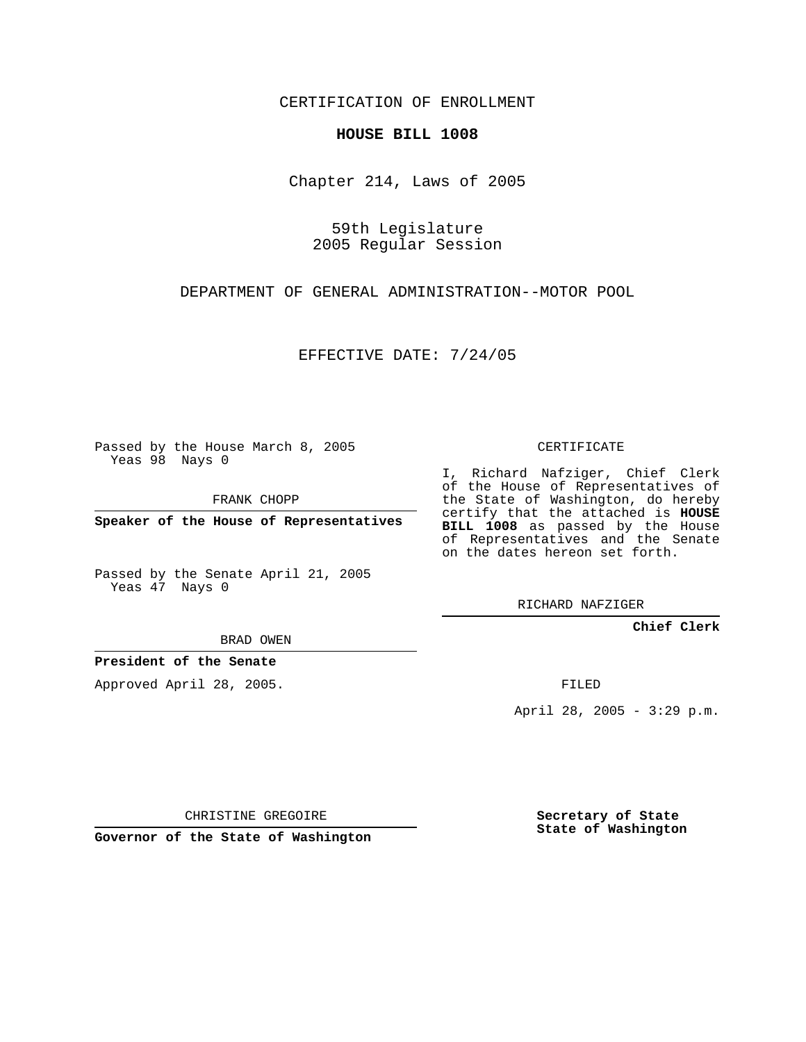CERTIFICATION OF ENROLLMENT

**HOUSE BILL 1008**

Chapter 214, Laws of 2005

59th Legislature
2005 Regular Session

DEPARTMENT OF GENERAL ADMINISTRATION--MOTOR POOL

EFFECTIVE DATE: 7/24/05

Passed by the House March 8, 2005
Yeas 98 Nays 0

FRANK CHOPP

**Speaker of the House of Representatives**

Passed by the Senate April 21, 2005
Yeas 47 Nays 0

BRAD OWEN

**President of the Senate**

Approved April 28, 2005.

CHRISTINE GREGOIRE

**Governor of the State of Washington**

CERTIFICATE

I, Richard Nafziger, Chief Clerk of the House of Representatives of the State of Washington, do hereby certify that the attached is **HOUSE BILL 1008** as passed by the House of Representatives and the Senate on the dates hereon set forth.

RICHARD NAFZIGER

**Chief Clerk**

FILED

April 28, 2005 - 3:29 p.m.

**Secretary of State**
**State of Washington**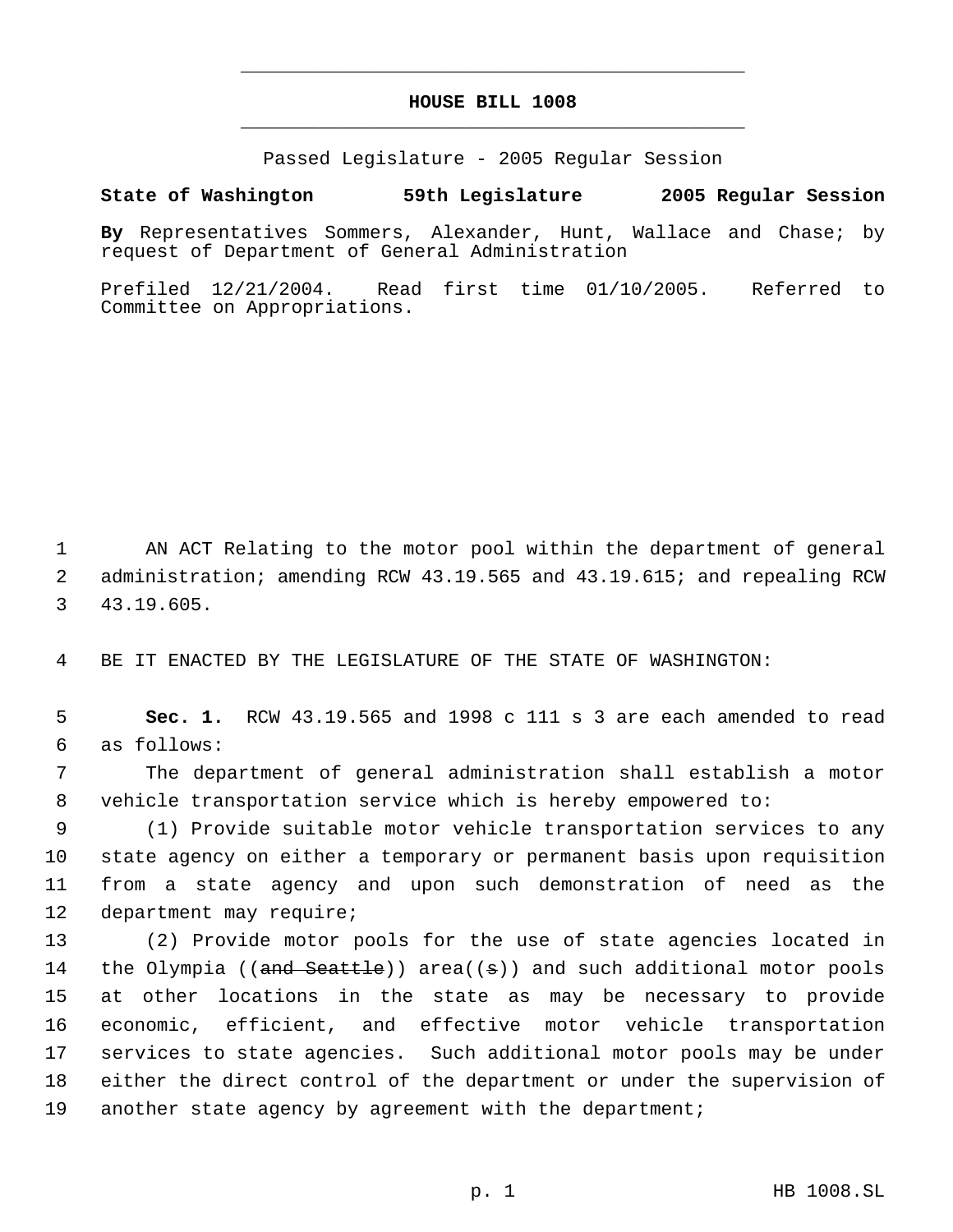# HOUSE BILL 1008

Passed Legislature - 2005 Regular Session

**State of Washington 59th Legislature 2005 Regular Session**

**By** Representatives Sommers, Alexander, Hunt, Wallace and Chase; by request of Department of General Administration

Prefiled 12/21/2004. Read first time 01/10/2005. Referred to Committee on Appropriations.

AN ACT Relating to the motor pool within the department of general administration; amending RCW 43.19.565 and 43.19.615; and repealing RCW 43.19.605.

BE IT ENACTED BY THE LEGISLATURE OF THE STATE OF WASHINGTON:

**Sec. 1.** RCW 43.19.565 and 1998 c 111 s 3 are each amended to read as follows:

The department of general administration shall establish a motor vehicle transportation service which is hereby empowered to:

(1) Provide suitable motor vehicle transportation services to any state agency on either a temporary or permanent basis upon requisition from a state agency and upon such demonstration of need as the department may require;

(2) Provide motor pools for the use of state agencies located in the Olympia ((~~and Seattle~~)) area((~~s~~)) and such additional motor pools at other locations in the state as may be necessary to provide economic, efficient, and effective motor vehicle transportation services to state agencies. Such additional motor pools may be under either the direct control of the department or under the supervision of another state agency by agreement with the department;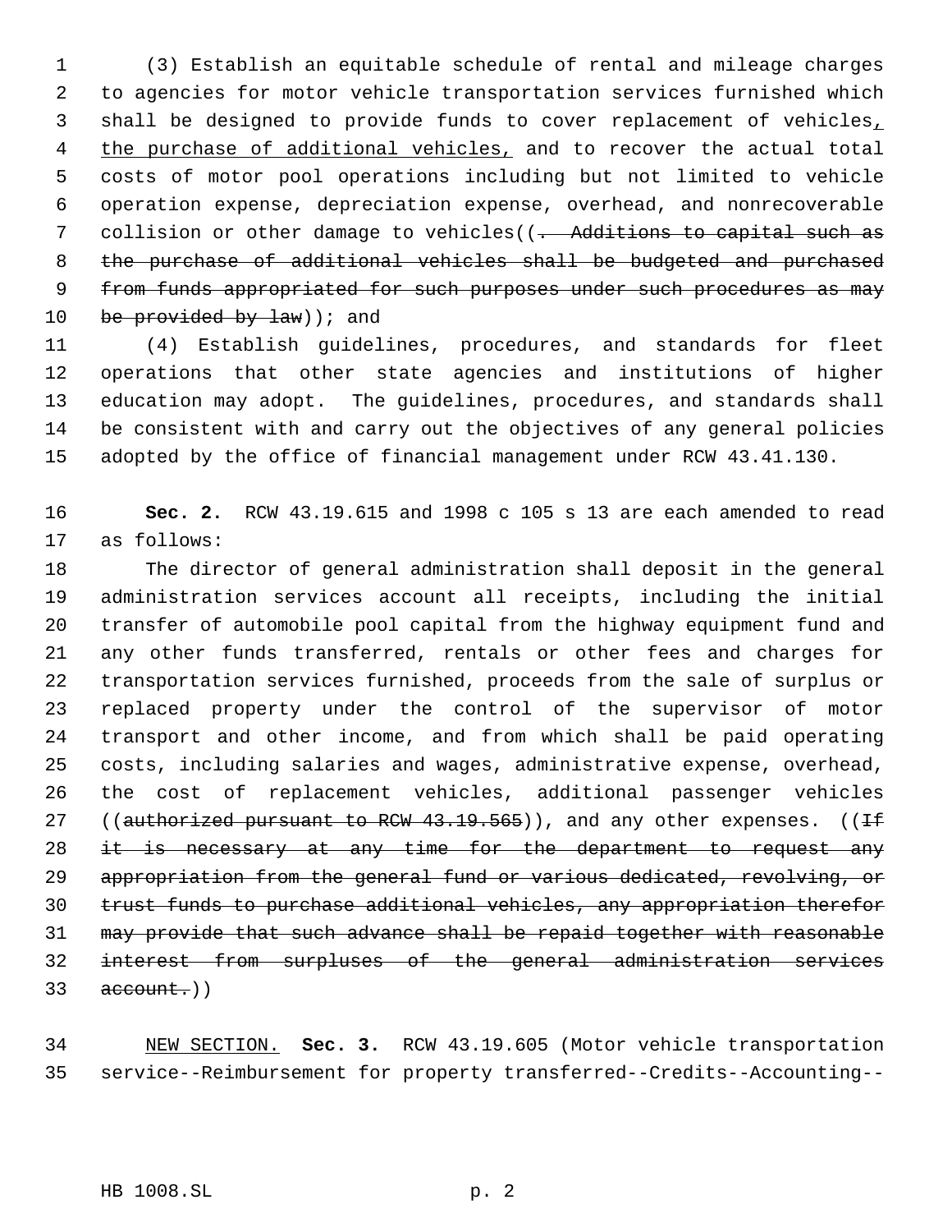(3) Establish an equitable schedule of rental and mileage charges to agencies for motor vehicle transportation services furnished which shall be designed to provide funds to cover replacement of vehicles, the purchase of additional vehicles, and to recover the actual total costs of motor pool operations including but not limited to vehicle operation expense, depreciation expense, overhead, and nonrecoverable collision or other damage to vehicles((~~. Additions to capital such as the purchase of additional vehicles shall be budgeted and purchased from funds appropriated for such purposes under such procedures as may be provided by law~~)); and

(4) Establish guidelines, procedures, and standards for fleet operations that other state agencies and institutions of higher education may adopt. The guidelines, procedures, and standards shall be consistent with and carry out the objectives of any general policies adopted by the office of financial management under RCW 43.41.130.

**Sec. 2.** RCW 43.19.615 and 1998 c 105 s 13 are each amended to read as follows:

The director of general administration shall deposit in the general administration services account all receipts, including the initial transfer of automobile pool capital from the highway equipment fund and any other funds transferred, rentals or other fees and charges for transportation services furnished, proceeds from the sale of surplus or replaced property under the control of the supervisor of motor transport and other income, and from which shall be paid operating costs, including salaries and wages, administrative expense, overhead, the cost of replacement vehicles, additional passenger vehicles ((~~authorized pursuant to RCW 43.19.565~~)), and any other expenses. ((~~If it is necessary at any time for the department to request any appropriation from the general fund or various dedicated, revolving, or trust funds to purchase additional vehicles, any appropriation therefor may provide that such advance shall be repaid together with reasonable interest from surpluses of the general administration services account.~~))

NEW SECTION. **Sec. 3.** RCW 43.19.605 (Motor vehicle transportation service--Reimbursement for property transferred--Credits--Accounting--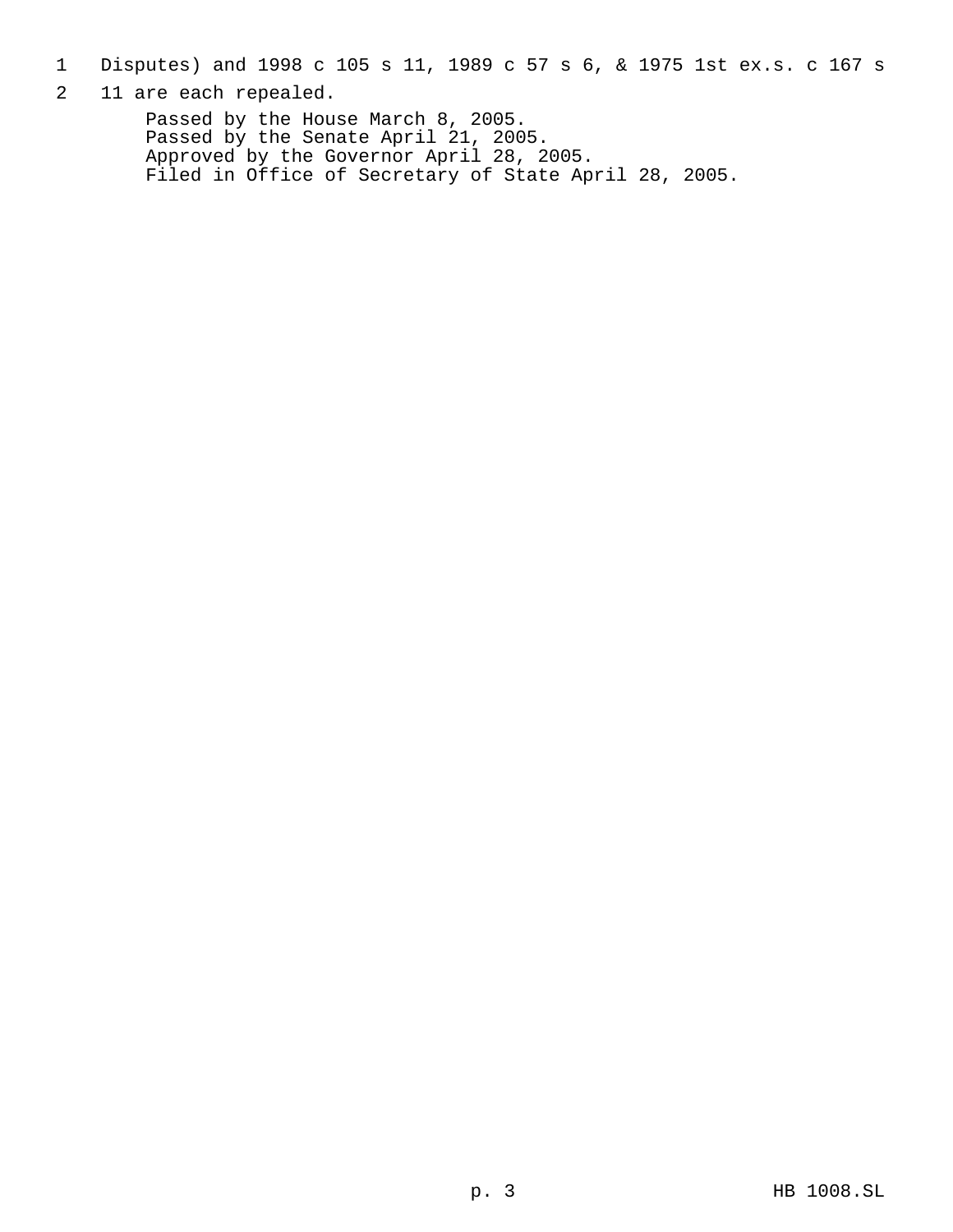Disputes) and 1998 c 105 s 11, 1989 c 57 s 6, & 1975 1st ex.s. c 167 s 11 are each repealed.

Passed by the House March 8, 2005.
Passed by the Senate April 21, 2005.
Approved by the Governor April 28, 2005.
Filed in Office of Secretary of State April 28, 2005.